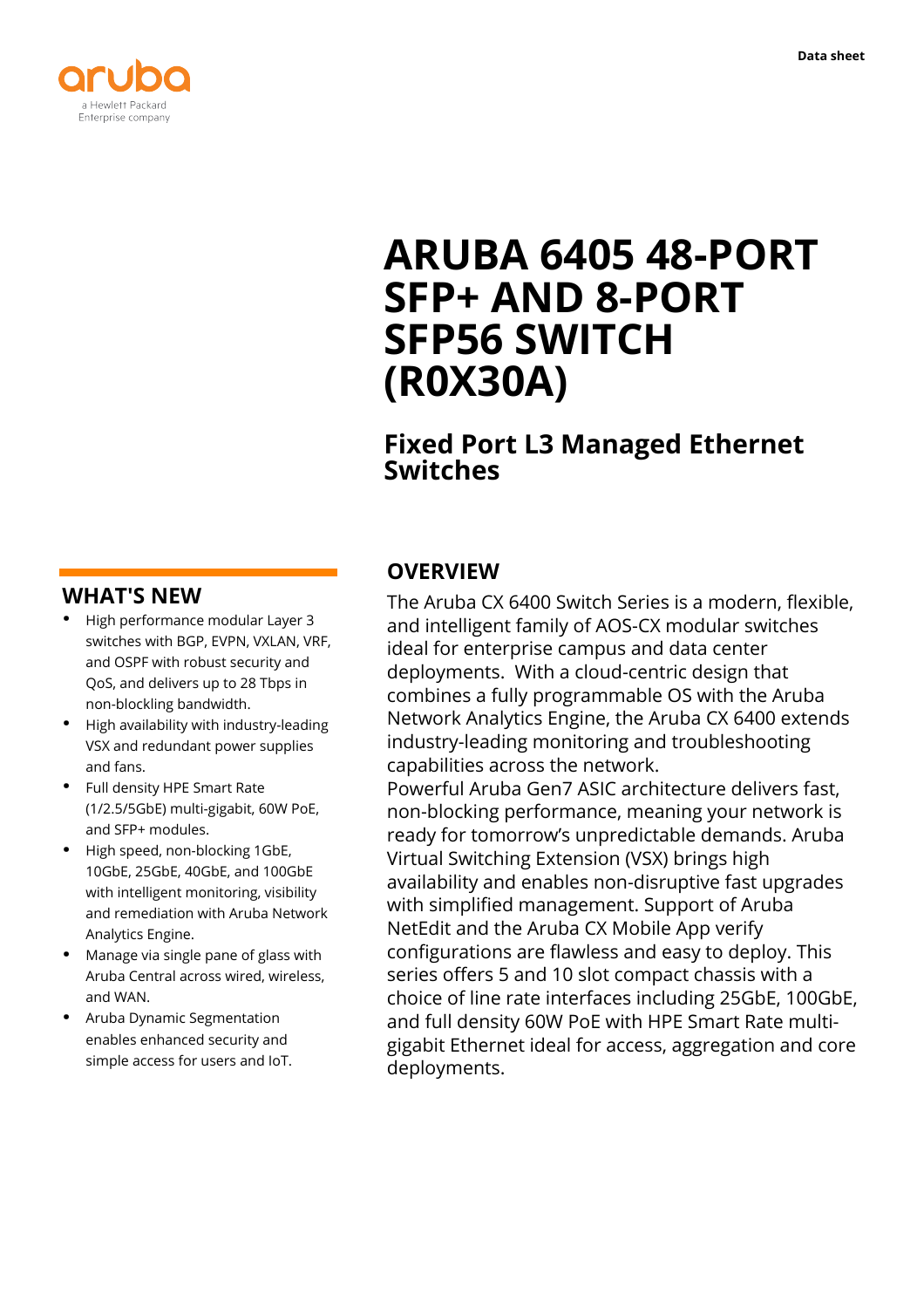Data sheet

# ARUBA 6405 48-PORT SFP+ AND 8-PORT SFP56 SWITCH (R0X30A)

## Fixed Port L3 Managed Ethernet Switches

## OVERVIEW

The Aruba CX 6400 Switch Series is a modern, flexible, and intelligent family of AOS-CX modular switches ideal for enterprise campus and data center deployments. With a cloud-centric design that combines a fully programmable OS with the Aruba Network Analytics Engine, the Aruba CX 6400 extends industry-leading monitoring and troubleshooting capabilities across the network.

Powerful Aruba Gen7 ASIC architecture delivers fast, non-blocking performance, meaning your network is ready for tomorrow's unpredictable demands. Aruba Virtual Switching Extension (VSX) brings high availability and enables non-disruptive fast upgrades with simplified management. Support of Aruba NetEdit and the Aruba CX Mobile App verify configurations are flawless and easy to deploy. This series offers 5 and 10 slot compact chassis with a choice of line rate interfaces including 25GbE, 100GbE, and full density 60W PoE with HPE Smart Rate multi-gigabit Ethernet ideal for access, aggregation and core deployments.

## WHAT'S NEW

- High performance modular Layer 3 switches with BGP, EVPN, VXLAN, VRF, and OSPF with robust security and QoS, and delivers up to 28 Tbps in non-blocking bandwidth.
- High availability with industry-leading VSX and redundant power supplies and fans.
- Full density HPE Smart Rate (1/2.5/5GbE) multi-gigabit, 60W PoE, and SFP+ modules.
- High speed, non-blocking 1GbE, 10GbE, 25GbE, 40GbE, and 100GbE with intelligent monitoring, visibility and remediation with Aruba Network Analytics Engine.
- Manage via single pane of glass with Aruba Central across wired, wireless, and WAN.
- Aruba Dynamic Segmentation enables enhanced security and simple access for users and IoT.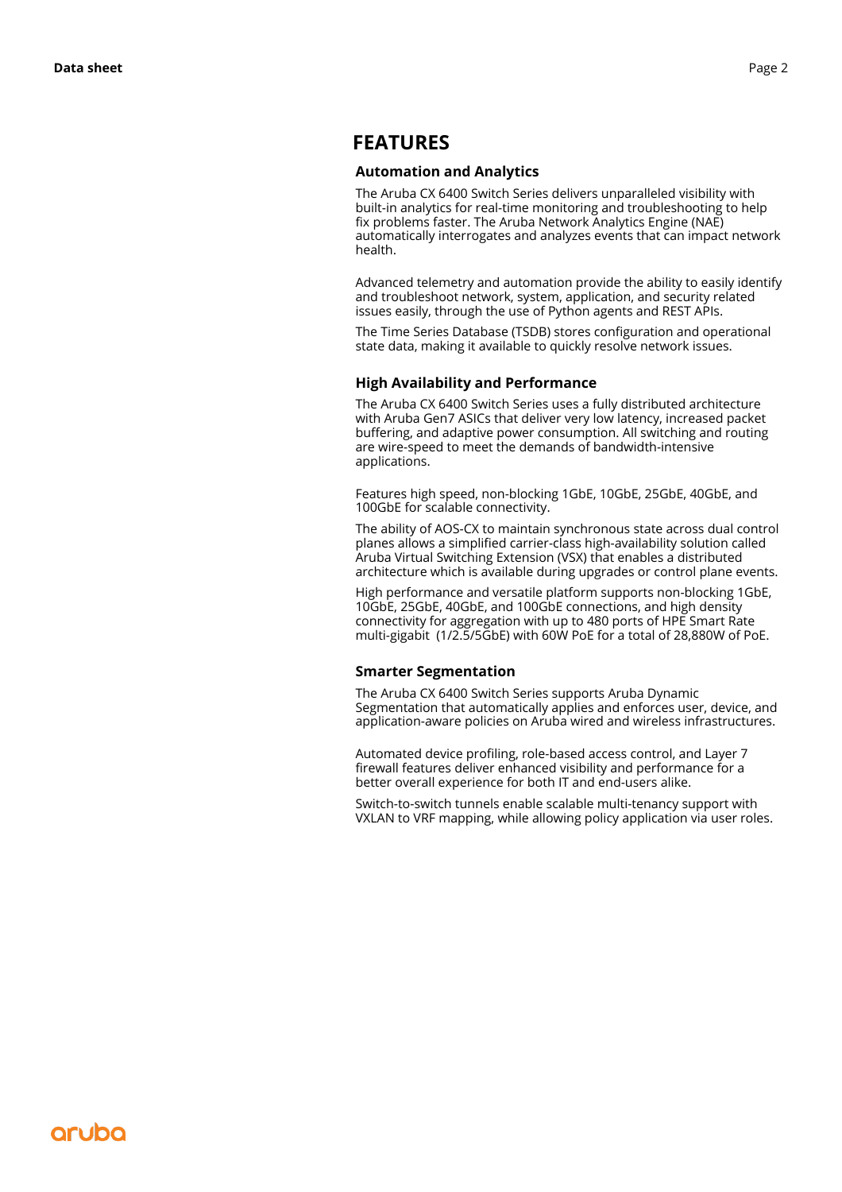# FEATURES

## Automation and Analytics

The Aruba CX 6400 Switch Series delivers unparalleled visibility with built-in analytics for real-time monitoring and troubleshooting to help fix problems faster. The Aruba Network Analytics Engine (NAE) automatically interrogates and analyzes events that can impact network health.

Advanced telemetry and automation provide the ability to easily identify and troubleshoot network, system, application, and security related issues easily, through the use of Python agents and REST APIs.

The Time Series Database (TSDB) stores configuration and operational state data, making it available to quickly resolve network issues.

## High Availability and Performance

The Aruba CX 6400 Switch Series uses a fully distributed architecture with Aruba Gen7 ASICs that deliver very low latency, increased packet buffering, and adaptive power consumption. All switching and routing are wire-speed to meet the demands of bandwidth-intensive applications.

Features high speed, non-blocking 1GbE, 10GbE, 25GbE, 40GbE, and 100GbE for scalable connectivity.

The ability of AOS-CX to maintain synchronous state across dual control planes allows a simplified carrier-class high-availability solution called Aruba Virtual Switching Extension (VSX) that enables a distributed architecture which is available during upgrades or control plane events.

High performance and versatile platform supports non-blocking 1GbE, 10GbE, 25GbE, 40GbE, and 100GbE connections, and high density connectivity for aggregation with up to 480 ports of HPE Smart Rate multi-gigabit (1/2.5/5GbE) with 60W PoE for a total of 28,880W of PoE.

## Smarter Segmentation

The Aruba CX 6400 Switch Series supports Aruba Dynamic Segmentation that automatically applies and enforces user, device, and application-aware policies on Aruba wired and wireless infrastructures.

Automated device profiling, role-based access control, and Layer 7 firewall features deliver enhanced visibility and performance for a better overall experience for both IT and end-users alike.

Switch-to-switch tunnels enable scalable multi-tenancy support with VXLAN to VRF mapping, while allowing policy application via user roles.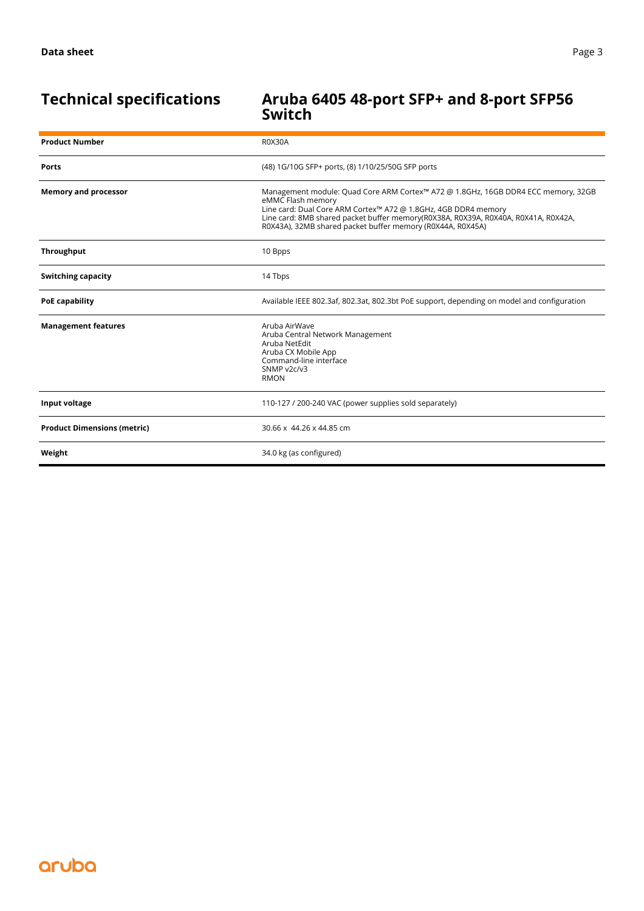## Technical specifications

## Aruba 6405 48-port SFP+ and 8-port SFP56 Switch

| | |
|---|---|
| **Product Number** | R0X30A |
| **Ports** | (48) 1G/10G SFP+ ports, (8) 1/10/25/50G SFP ports |
| **Memory and processor** | Management module: Quad Core ARM Cortex™ A72 @ 1.8GHz, 16GB DDR4 ECC memory, 32GB eMMC Flash memory<br>Line card: Dual Core ARM Cortex™ A72 @ 1.8GHz, 4GB DDR4 memory<br>Line card: 8MB shared packet buffer memory(R0X38A, R0X39A, R0X40A, R0X41A, R0X42A, R0X43A), 32MB shared packet buffer memory (R0X44A, R0X45A) |
| **Throughput** | 10 Bpps |
| **Switching capacity** | 14 Tbps |
| **PoE capability** | Available IEEE 802.3af, 802.3at, 802.3bt PoE support, depending on model and configuration |
| **Management features** | Aruba AirWave<br>Aruba Central Network Management<br>Aruba NetEdit<br>Aruba CX Mobile App<br>Command-line interface<br>SNMP v2c/v3<br>RMON |
| **Input voltage** | 110-127 / 200-240 VAC (power supplies sold separately) |
| **Product Dimensions (metric)** | 30.66 x 44.26 x 44.85 cm |
| **Weight** | 34.0 kg (as configured) |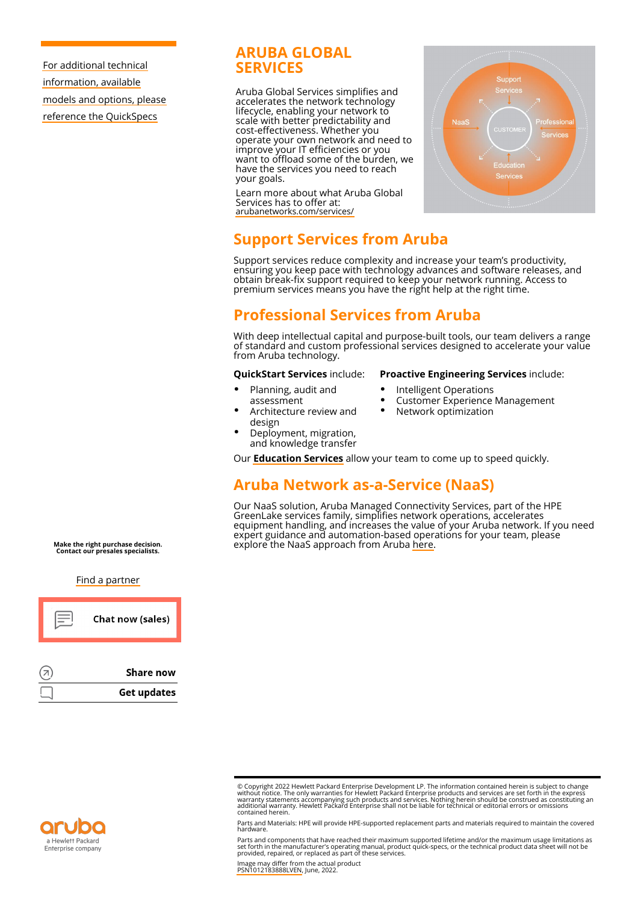For additional technical information, available models and options, please reference the QuickSpecs

## ARUBA GLOBAL SERVICES

Aruba Global Services simplifies and accelerates the network technology lifecycle, enabling your network to scale with better predictability and cost-effectiveness. Whether you operate your own network and need to improve your IT efficiencies or you want to offload some of the burden, we have the services you need to reach your goals.

Learn more about what Aruba Global Services has to offer at: arubanetworks.com/services/

Support Services

NaaS

CUSTOMER

Professional Services

Education Services

## Support Services from Aruba

Support services reduce complexity and increase your team's productivity, ensuring you keep pace with technology advances and software releases, and obtain break-fix support required to keep your network running. Access to premium services means you have the right help at the right time.

## Professional Services from Aruba

With deep intellectual capital and purpose-built tools, our team delivers a range of standard and custom professional services designed to accelerate your value from Aruba technology.

**QuickStart Services** include:

- Planning, audit and assessment
- Architecture review and design
- Deployment, migration, and knowledge transfer

**Proactive Engineering Services** include:

- Intelligent Operations
- Customer Experience Management
- Network optimization

Our **Education Services** allow your team to come up to speed quickly.

## Aruba Network as-a-Service (NaaS)

Our NaaS solution, Aruba Managed Connectivity Services, part of the HPE GreenLake services family, simplifies network operations, accelerates equipment handling, and increases the value of your Aruba network. If you need expert guidance and automation-based operations for your team, please explore the NaaS approach from Aruba here.

**Make the right purchase decision. Contact our presales specialists.**

Find a partner

**Chat now (sales)**

**Share now**

**Get updates**

© Copyright 2022 Hewlett Packard Enterprise Development LP. The information contained herein is subject to change without notice. The only warranties for Hewlett Packard Enterprise products and services are set forth in the express warranty statements accompanying such products and services. Nothing herein should be construed as constituting an additional warranty. Hewlett Packard Enterprise shall not be liable for technical or editorial errors or omissions contained herein.

Parts and Materials: HPE will provide HPE-supported replacement parts and materials required to maintain the covered hardware.

Parts and components that have reached their maximum supported lifetime and/or the maximum usage limitations as set forth in the manufacturer's operating manual, product quick-specs, or the technical product data sheet will not be provided, repaired, or replaced as part of these services.

Image may differ from the actual product
PSN1012183888LVEN, June, 2022.

aruba
a Hewlett Packard Enterprise company